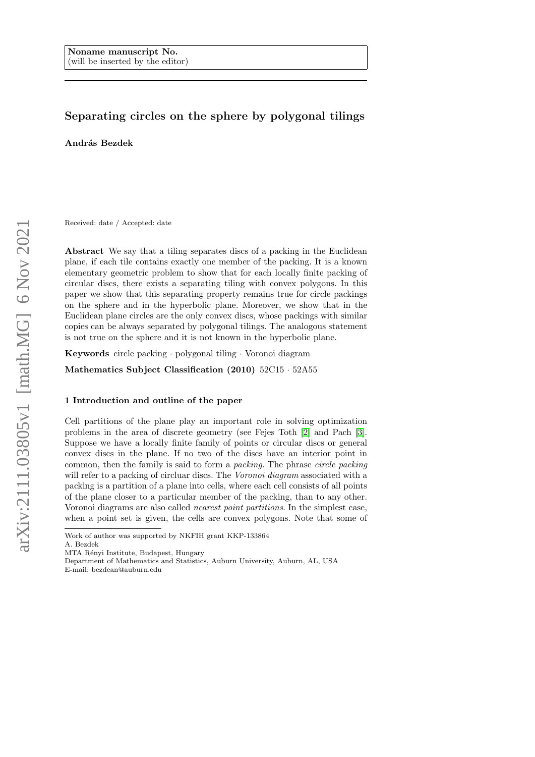Noname manuscript No.
(will be inserted by the editor)

# Separating circles on the sphere by polygonal tilings

**András Bezdek**

Received: date / Accepted: date

**Abstract** We say that a tiling separates discs of a packing in the Euclidean plane, if each tile contains exactly one member of the packing. It is a known elementary geometric problem to show that for each locally finite packing of circular discs, there exists a separating tiling with convex polygons. In this paper we show that this separating property remains true for circle packings on the sphere and in the hyperbolic plane. Moreover, we show that in the Euclidean plane circles are the only convex discs, whose packings with similar copies can be always separated by polygonal tilings. The analogous statement is not true on the sphere and it is not known in the hyperbolic plane.

**Keywords** circle packing · polygonal tiling · Voronoi diagram

**Mathematics Subject Classification (2010)** 52C15 · 52A55

## 1 Introduction and outline of the paper

Cell partitions of the plane play an important role in solving optimization problems in the area of discrete geometry (see Fejes Toth [2] and Pach [3]. Suppose we have a locally finite family of points or circular discs or general convex discs in the plane. If no two of the discs have an interior point in common, then the family is said to form a *packing*. The phrase *circle packing* will refer to a packing of circluar discs. The *Voronoi diagram* associated with a packing is a partition of a plane into cells, where each cell consists of all points of the plane closer to a particular member of the packing, than to any other. Voronoi diagrams are also called *nearest point partitions*. In the simplest case, when a point set is given, the cells are convex polygons. Note that some of

---

Work of author was supported by NKFIH grant KKP-133864

A. Bezdek
MTA Rényi Institute, Budapest, Hungary
Department of Mathematics and Statistics, Auburn University, Auburn, AL, USA
E-mail: bezdean@auburn.edu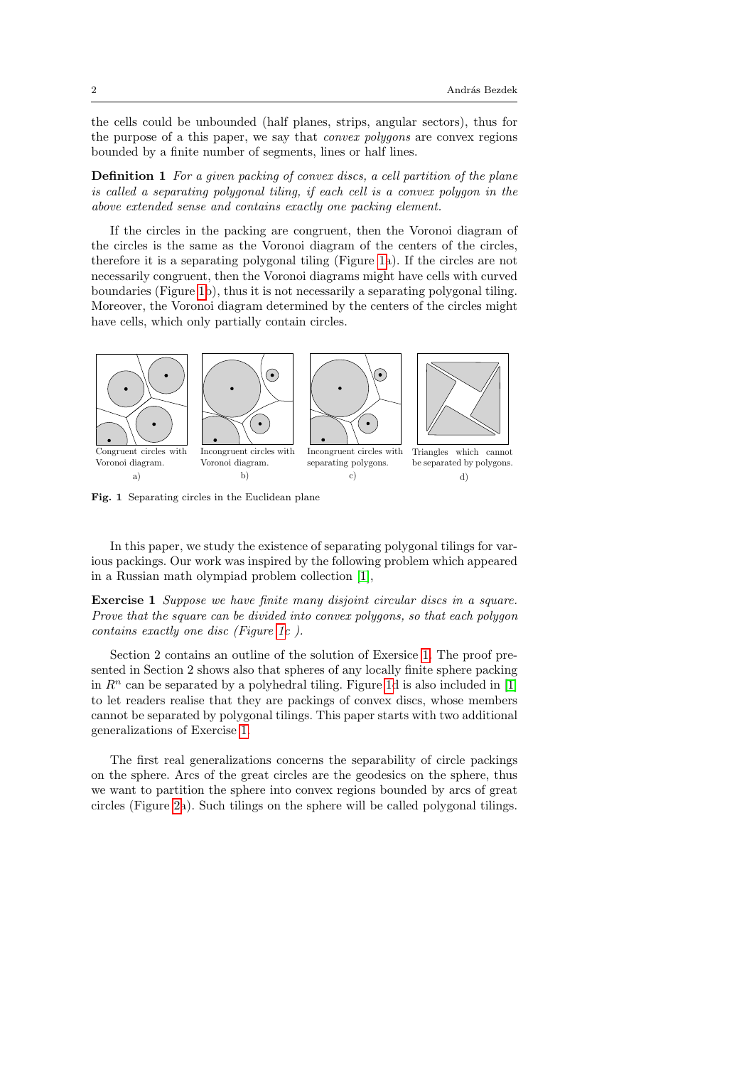the cells could be unbounded (half planes, strips, angular sectors), thus for the purpose of a this paper, we say that *convex polygons* are convex regions bounded by a finite number of segments, lines or half lines.

**Definition 1** *For a given packing of convex discs, a cell partition of the plane is called a separating polygonal tiling, if each cell is a convex polygon in the above extended sense and contains exactly one packing element.*

If the circles in the packing are congruent, then the Voronoi diagram of the circles is the same as the Voronoi diagram of the centers of the circles, therefore it is a separating polygonal tiling (Figure 1a). If the circles are not necessarily congruent, then the Voronoi diagrams might have cells with curved boundaries (Figure 1b), thus it is not necessarily a separating polygonal tiling. Moreover, the Voronoi diagram determined by the centers of the circles might have cells, which only partially contain circles.

Congruent circles with Voronoi diagram. a)

Incongruent circles with Voronoi diagram. b)

Incongruent circles with separating polygons. c)

Triangles which cannot be separated by polygons. d)

**Fig. 1** Separating circles in the Euclidean plane

In this paper, we study the existence of separating polygonal tilings for various packings. Our work was inspired by the following problem which appeared in a Russian math olympiad problem collection [1],

**Exercise 1** *Suppose we have finite many disjoint circular discs in a square. Prove that the square can be divided into convex polygons, so that each polygon contains exactly one disc (Figure 1c ).*

Section 2 contains an outline of the solution of Exercise 1. The proof presented in Section 2 shows also that spheres of any locally finite sphere packing in $R^n$ can be separated by a polyhedral tiling. Figure 1d is also included in [1] to let readers realise that they are packings of convex discs, whose members cannot be separated by polygonal tilings. This paper starts with two additional generalizations of Exercise 1.

The first real generalizations concerns the separability of circle packings on the sphere. Arcs of the great circles are the geodesics on the sphere, thus we want to partition the sphere into convex regions bounded by arcs of great circles (Figure 2a). Such tilings on the sphere will be called polygonal tilings.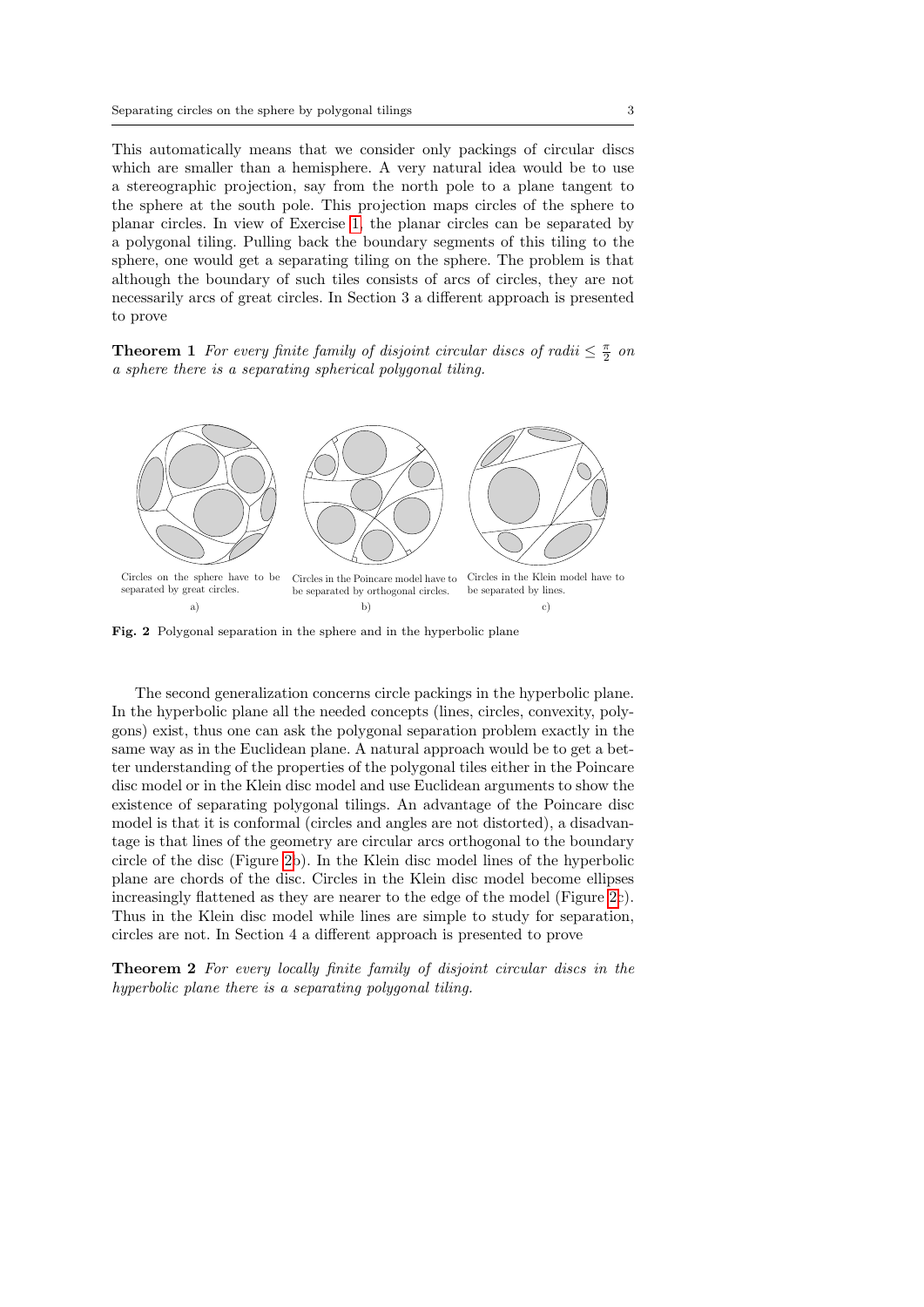This automatically means that we consider only packings of circular discs which are smaller than a hemisphere. A very natural idea would be to use a stereographic projection, say from the north pole to a plane tangent to the sphere at the south pole. This projection maps circles of the sphere to planar circles. In view of Exercise 1, the planar circles can be separated by a polygonal tiling. Pulling back the boundary segments of this tiling to the sphere, one would get a separating tiling on the sphere. The problem is that although the boundary of such tiles consists of arcs of circles, they are not necessarily arcs of great circles. In Section 3 a different approach is presented to prove

**Theorem 1** *For every finite family of disjoint circular discs of radii $\leq \frac{\pi}{2}$ on a sphere there is a separating spherical polygonal tiling.*

Circles on the sphere have to be separated by great circles.
a)

Circles in the Poincare model have to be separated by orthogonal circles.
b)

Circles in the Klein model have to be separated by lines.
c)

**Fig. 2** Polygonal separation in the sphere and in the hyperbolic plane

The second generalization concerns circle packings in the hyperbolic plane. In the hyperbolic plane all the needed concepts (lines, circles, convexity, polygons) exist, thus one can ask the polygonal separation problem exactly in the same way as in the Euclidean plane. A natural approach would be to get a better understanding of the properties of the polygonal tiles either in the Poincare disc model or in the Klein disc model and use Euclidean arguments to show the existence of separating polygonal tilings. An advantage of the Poincare disc model is that it is conformal (circles and angles are not distorted), a disadvantage is that lines of the geometry are circular arcs orthogonal to the boundary circle of the disc (Figure 2b). In the Klein disc model lines of the hyperbolic plane are chords of the disc. Circles in the Klein disc model become ellipses increasingly flattened as they are nearer to the edge of the model (Figure 2c). Thus in the Klein disc model while lines are simple to study for separation, circles are not. In Section 4 a different approach is presented to prove

**Theorem 2** *For every locally finite family of disjoint circular discs in the hyperbolic plane there is a separating polygonal tiling.*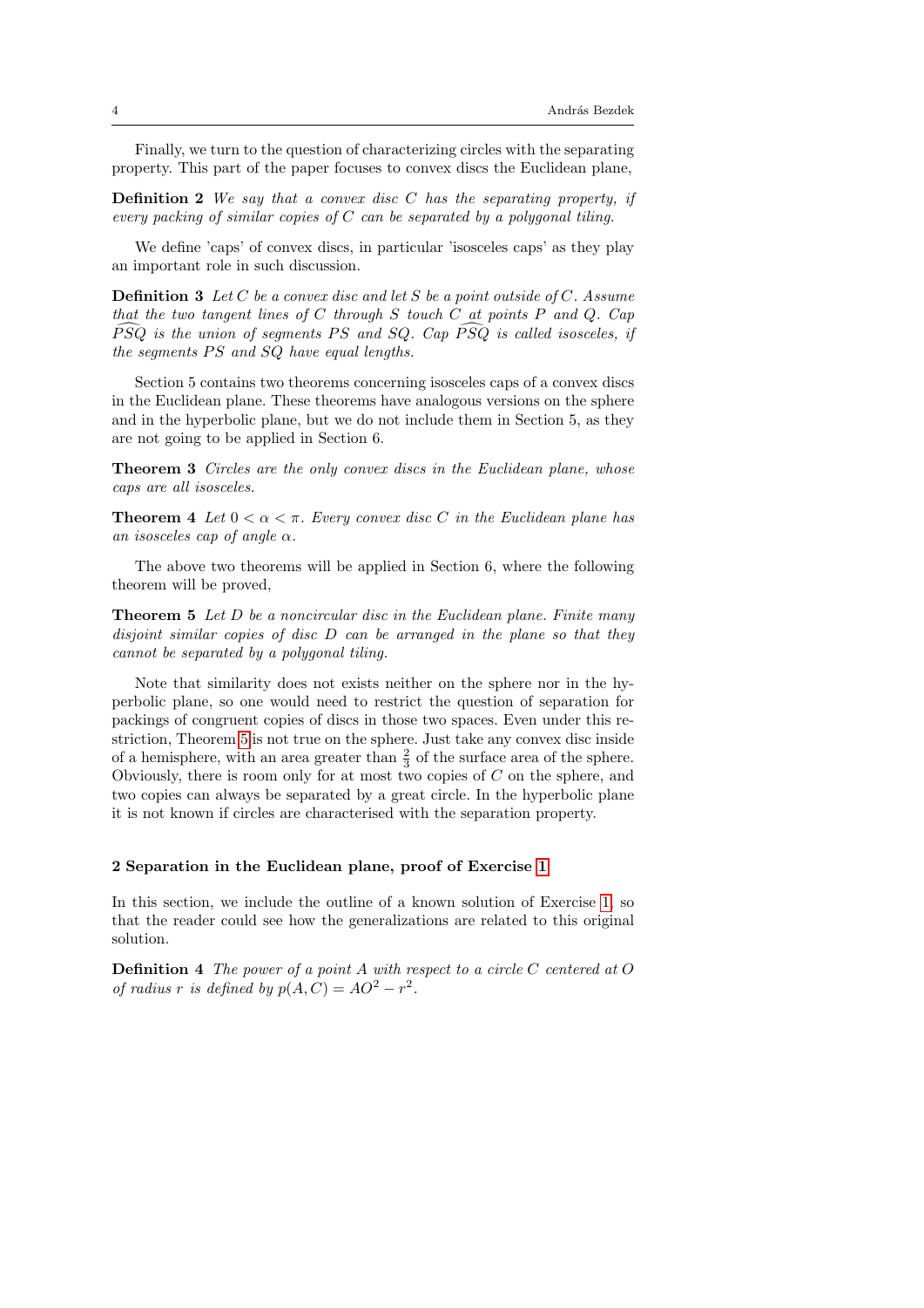Finally, we turn to the question of characterizing circles with the separating property. This part of the paper focuses to convex discs the Euclidean plane,

**Definition 2** *We say that a convex disc $C$ has the separating property, if every packing of similar copies of $C$ can be separated by a polygonal tiling.*

We define 'caps' of convex discs, in particular 'isosceles caps' as they play an important role in such discussion.

**Definition 3** *Let $C$ be a convex disc and let $S$ be a point outside of $C$. Assume that the two tangent lines of $C$ through $S$ touch $C$ at points $P$ and $Q$. Cap $\widehat{PSQ}$ is the union of segments $PS$ and $SQ$. Cap $\widehat{PSQ}$ is called isosceles, if the segments $PS$ and $SQ$ have equal lengths.*

Section 5 contains two theorems concerning isosceles caps of a convex discs in the Euclidean plane. These theorems have analogous versions on the sphere and in the hyperbolic plane, but we do not include them in Section 5, as they are not going to be applied in Section 6.

**Theorem 3** *Circles are the only convex discs in the Euclidean plane, whose caps are all isosceles.*

**Theorem 4** *Let $0 < \alpha < \pi$. Every convex disc $C$ in the Euclidean plane has an isosceles cap of angle $\alpha$.*

The above two theorems will be applied in Section 6, where the following theorem will be proved,

**Theorem 5** *Let $D$ be a noncircular disc in the Euclidean plane. Finite many disjoint similar copies of disc $D$ can be arranged in the plane so that they cannot be separated by a polygonal tiling.*

Note that similarity does not exists neither on the sphere nor in the hyperbolic plane, so one would need to restrict the question of separation for packings of congruent copies of discs in those two spaces. Even under this restriction, Theorem 5 is not true on the sphere. Just take any convex disc inside of a hemisphere, with an area greater than $\frac{2}{3}$ of the surface area of the sphere. Obviously, there is room only for at most two copies of $C$ on the sphere, and two copies can always be separated by a great circle. In the hyperbolic plane it is not known if circles are characterised with the separation property.

## 2 Separation in the Euclidean plane, proof of Exercise 1

In this section, we include the outline of a known solution of Exercise 1, so that the reader could see how the generalizations are related to this original solution.

**Definition 4** *The power of a point $A$ with respect to a circle $C$ centered at $O$ of radius $r$ is defined by $p(A, C) = AO^2 - r^2$.*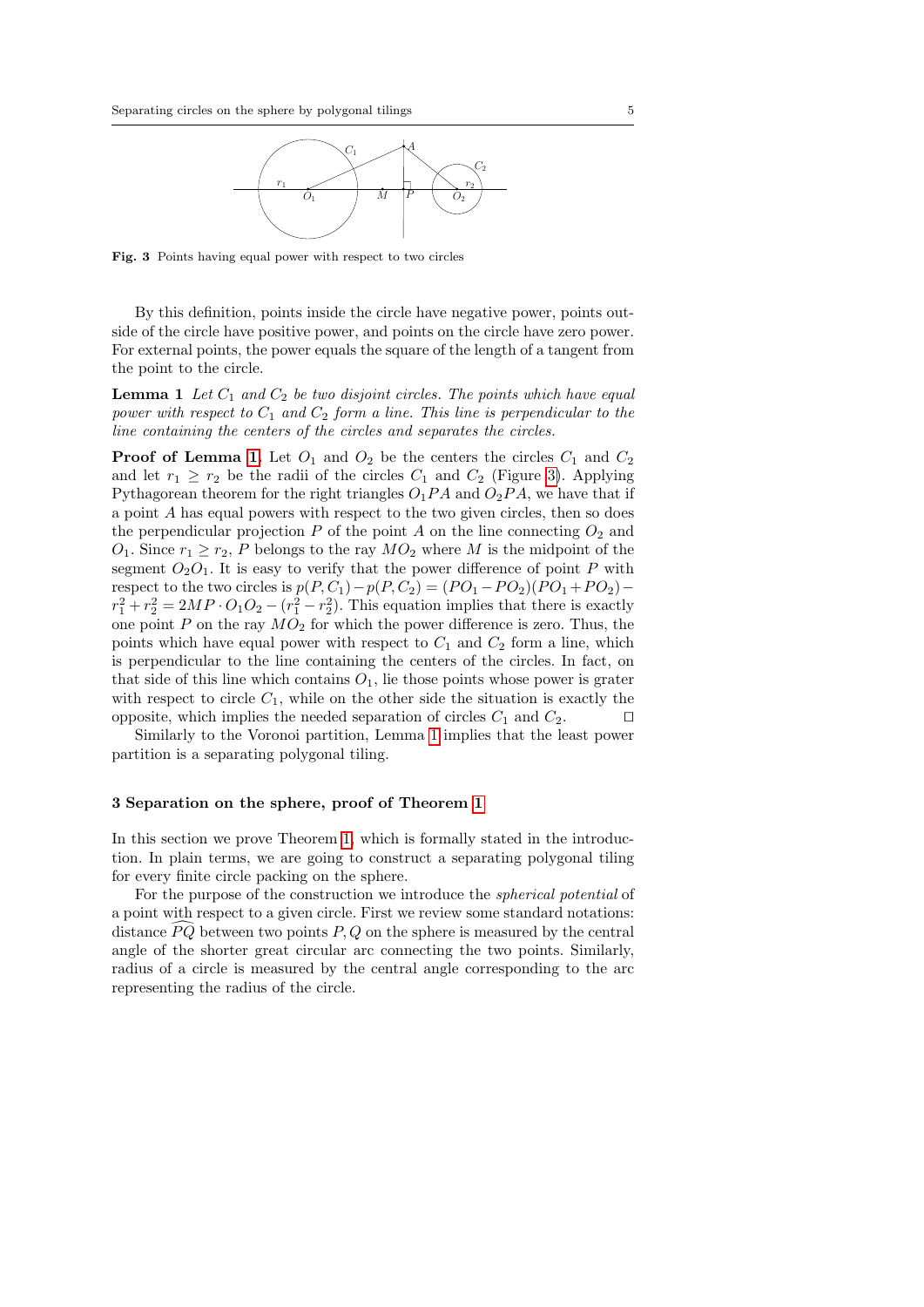Fig. 3 Points having equal power with respect to two circles

By this definition, points inside the circle have negative power, points outside of the circle have positive power, and points on the circle have zero power. For external points, the power equals the square of the length of a tangent from the point to the circle.

**Lemma 1** *Let $C_1$ and $C_2$ be two disjoint circles. The points which have equal power with respect to $C_1$ and $C_2$ form a line. This line is perpendicular to the line containing the centers of the circles and separates the circles.*

**Proof of Lemma 1.** Let $O_1$ and $O_2$ be the centers the circles $C_1$ and $C_2$ and let $r_1 \geq r_2$ be the radii of the circles $C_1$ and $C_2$ (Figure 3). Applying Pythagorean theorem for the right triangles $O_1PA$ and $O_2PA$, we have that if a point $A$ has equal powers with respect to the two given circles, then so does the perpendicular projection $P$ of the point $A$ on the line connecting $O_2$ and $O_1$. Since $r_1 \geq r_2$, $P$ belongs to the ray $MO_2$ where $M$ is the midpoint of the segment $O_2O_1$. It is easy to verify that the power difference of point $P$ with respect to the two circles is $p(P,C_1)-p(P,C_2) = (PO_1-PO_2)(PO_1+PO_2)-r_1^2+r_2^2 = 2MP\cdot O_1O_2-(r_1^2-r_2^2)$. This equation implies that there is exactly one point $P$ on the ray $MO_2$ for which the power difference is zero. Thus, the points which have equal power with respect to $C_1$ and $C_2$ form a line, which is perpendicular to the line containing the centers of the circles. In fact, on that side of this line which contains $O_1$, lie those points whose power is grater with respect to circle $C_1$, while on the other side the situation is exactly the opposite, which implies the needed separation of circles $C_1$ and $C_2$. $\square$

Similarly to the Voronoi partition, Lemma 1 implies that the least power partition is a separating polygonal tiling.

## 3 Separation on the sphere, proof of Theorem 1

In this section we prove Theorem 1, which is formally stated in the introduction. In plain terms, we are going to construct a separating polygonal tiling for every finite circle packing on the sphere.

For the purpose of the construction we introduce the *spherical potential* of a point with respect to a given circle. First we review some standard notations: distance $\widehat{PQ}$ between two points $P, Q$ on the sphere is measured by the central angle of the shorter great circular arc connecting the two points. Similarly, radius of a circle is measured by the central angle corresponding to the arc representing the radius of the circle.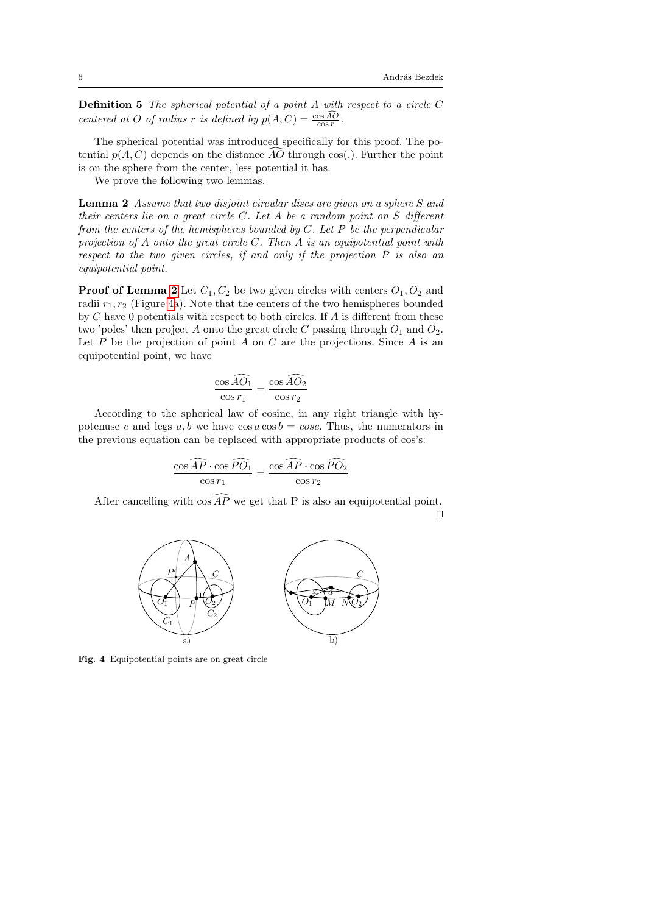**Definition 5** *The spherical potential of a point $A$ with respect to a circle $C$ centered at $O$ of radius $r$ is defined by $p(A, C) = \frac{\cos \widehat{AO}}{\cos r}$.*

The spherical potential was introduced specifically for this proof. The potential $p(A, C)$ depends on the distance $\widehat{AO}$ through cos(.). Further the point is on the sphere from the center, less potential it has.

We prove the following two lemmas.

**Lemma 2** *Assume that two disjoint circular discs are given on a sphere $S$ and their centers lie on a great circle $C$. Let $A$ be a random point on $S$ different from the centers of the hemispheres bounded by $C$. Let $P$ be the perpendicular projection of $A$ onto the great circle $C$. Then $A$ is an equipotential point with respect to the two given circles, if and only if the projection $P$ is also an equipotential point.*

**Proof of Lemma 2** Let $C_1, C_2$ be two given circles with centers $O_1, O_2$ and radii $r_1, r_2$ (Figure 4a). Note that the centers of the two hemispheres bounded by $C$ have 0 potentials with respect to both circles. If $A$ is different from these two 'poles' then project $A$ onto the great circle $C$ passing through $O_1$ and $O_2$. Let $P$ be the projection of point $A$ on $C$ are the projections. Since $A$ is an equipotential point, we have

$$\frac{\cos \widehat{AO_1}}{\cos r_1} = \frac{\cos \widehat{AO_2}}{\cos r_2}$$

According to the spherical law of cosine, in any right triangle with hypotenuse $c$ and legs $a, b$ we have $\cos a \cos b = cosc$. Thus, the numerators in the previous equation can be replaced with appropriate products of cos's:

$$\frac{\cos \widehat{AP} \cdot \cos \widehat{PO_1}}{\cos r_1} = \frac{\cos \widehat{AP} \cdot \cos \widehat{PO_2}}{\cos r_2}$$

After cancelling with $\cos \widehat{AP}$ we get that P is also an equipotential point. □

**Fig. 4** Equipotential points are on great circle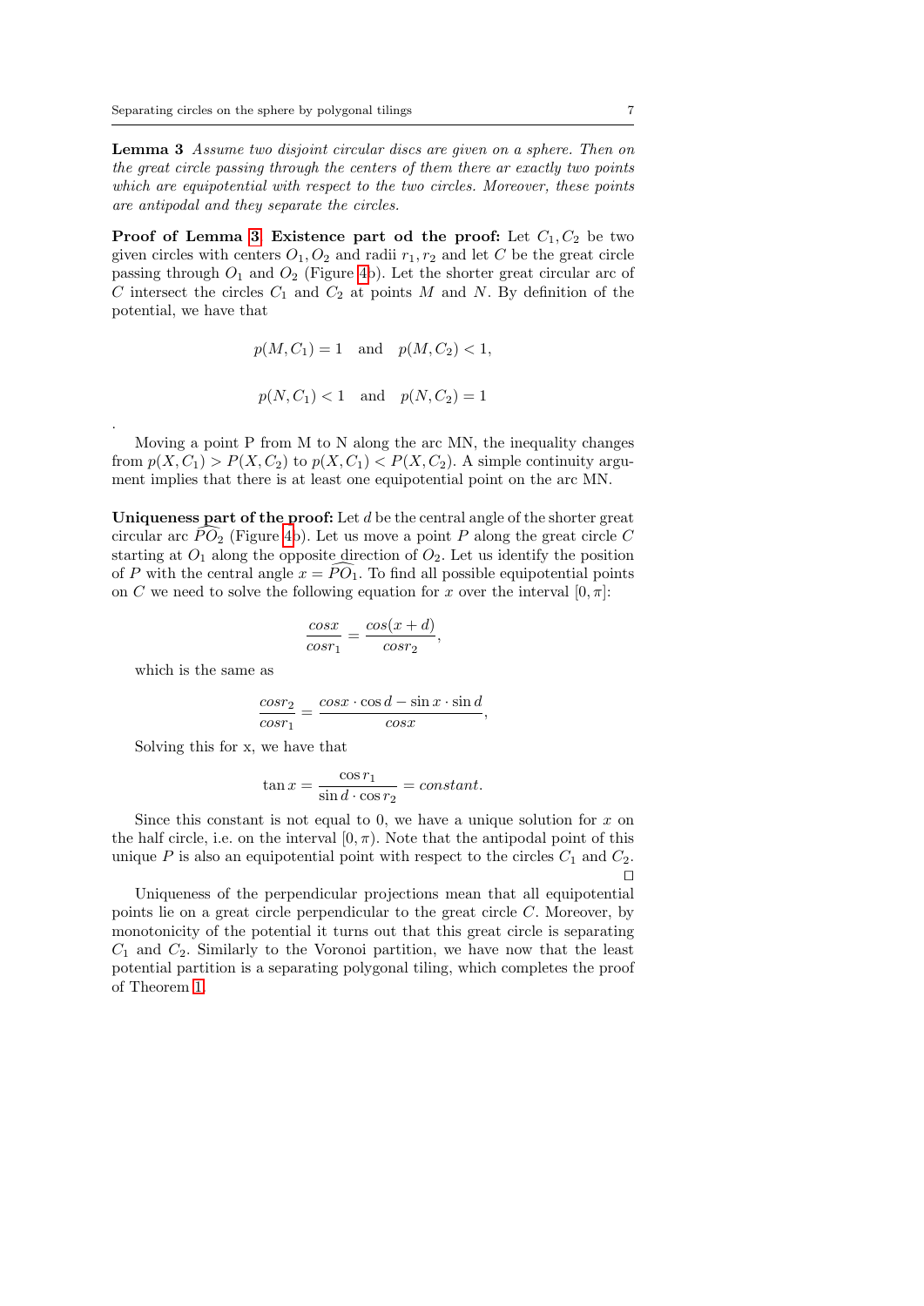**Lemma 3** *Assume two disjoint circular discs are given on a sphere. Then on the great circle passing through the centers of them there ar exactly two points which are equipotential with respect to the two circles. Moreover, these points are antipodal and they separate the circles.*

**Proof of Lemma 3 Existence part od the proof:** Let $C_1, C_2$ be two given circles with centers $O_1, O_2$ and radii $r_1, r_2$ and let $C$ be the great circle passing through $O_1$ and $O_2$ (Figure 4b). Let the shorter great circular arc of $C$ intersect the circles $C_1$ and $C_2$ at points $M$ and $N$. By definition of the potential, we have that

$$p(M, C_1) = 1 \quad \text{and} \quad p(M, C_2) < 1,$$

$$p(N, C_1) < 1 \quad \text{and} \quad p(N, C_2) = 1$$

.

Moving a point P from M to N along the arc MN, the inequality changes from $p(X, C_1) > P(X, C_2)$ to $p(X, C_1) < P(X, C_2)$. A simple continuity argument implies that there is at least one equipotential point on the arc MN.

**Uniqueness part of the proof:** Let $d$ be the central angle of the shorter great circular arc $\widehat{PO_2}$ (Figure 4b). Let us move a point $P$ along the great circle $C$ starting at $O_1$ along the opposite direction of $O_2$. Let us identify the position of $P$ with the central angle $x = \widehat{PO_1}$. To find all possible equipotential points on $C$ we need to solve the following equation for $x$ over the interval $[0, \pi]$:

$$\frac{cos x}{cos r_1} = \frac{cos(x + d)}{cos r_2},$$

which is the same as

$$\frac{cos r_2}{cos r_1} = \frac{cos x \cdot \cos d - \sin x \cdot \sin d}{cos x},$$

Solving this for x, we have that

$$\tan x = \frac{\cos r_1}{\sin d \cdot \cos r_2} = constant.$$

Since this constant is not equal to 0, we have a unique solution for $x$ on the half circle, i.e. on the interval $[0, \pi)$. Note that the antipodal point of this unique $P$ is also an equipotential point with respect to the circles $C_1$ and $C_2$. □

Uniqueness of the perpendicular projections mean that all equipotential points lie on a great circle perpendicular to the great circle $C$. Moreover, by monotonicity of the potential it turns out that this great circle is separating $C_1$ and $C_2$. Similarly to the Voronoi partition, we have now that the least potential partition is a separating polygonal tiling, which completes the proof of Theorem 1.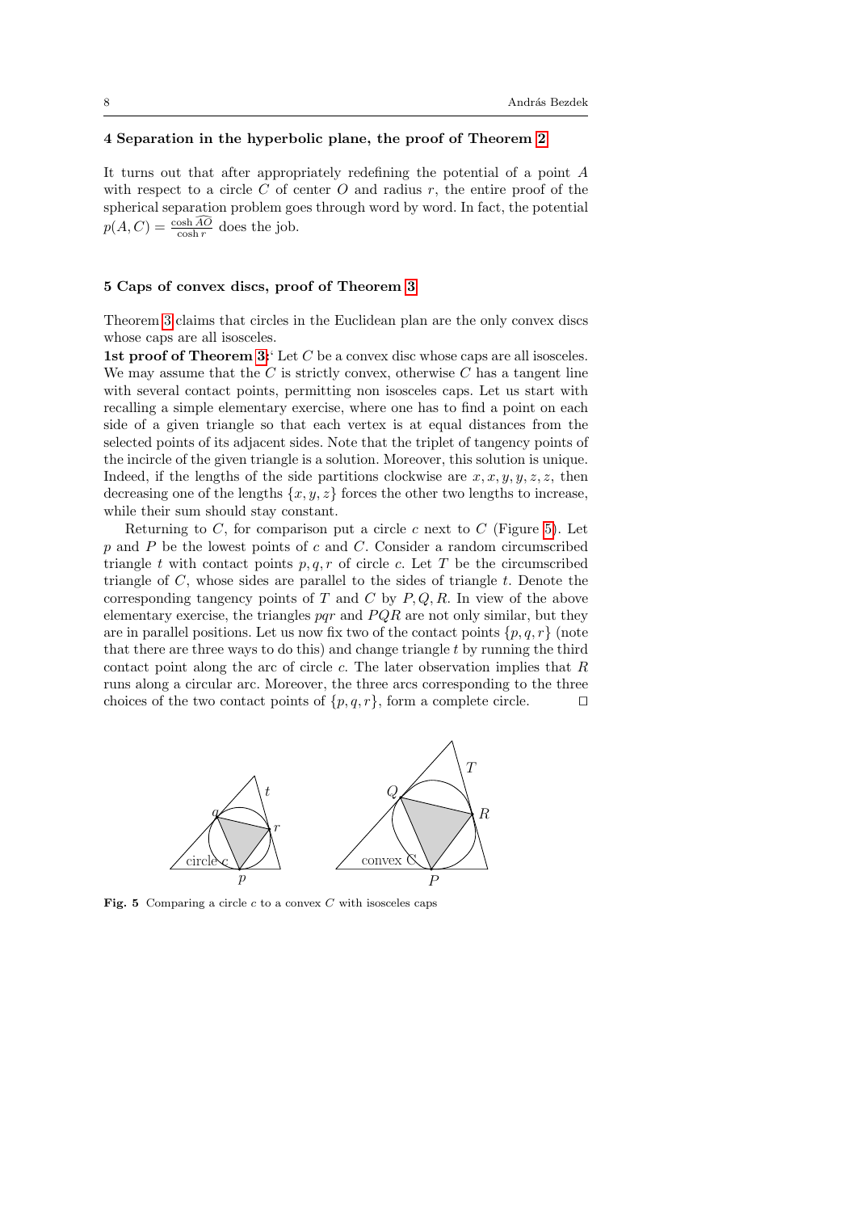## 4 Separation in the hyperbolic plane, the proof of Theorem 2

It turns out that after appropriately redefining the potential of a point $A$ with respect to a circle $C$ of center $O$ and radius $r$, the entire proof of the spherical separation problem goes through word by word. In fact, the potential $p(A, C) = \frac{\cosh \widehat{AO}}{\cosh r}$ does the job.

## 5 Caps of convex discs, proof of Theorem 3

Theorem 3 claims that circles in the Euclidean plan are the only convex discs whose caps are all isosceles.

**1st proof of Theorem 3:** Let $C$ be a convex disc whose caps are all isosceles. We may assume that the $C$ is strictly convex, otherwise $C$ has a tangent line with several contact points, permitting non isosceles caps. Let us start with recalling a simple elementary exercise, where one has to find a point on each side of a given triangle so that each vertex is at equal distances from the selected points of its adjacent sides. Note that the triplet of tangency points of the incircle of the given triangle is a solution. Moreover, this solution is unique. Indeed, if the lengths of the side partitions clockwise are $x, x, y, y, z, z$, then decreasing one of the lengths $\{x, y, z\}$ forces the other two lengths to increase, while their sum should stay constant.

Returning to $C$, for comparison put a circle $c$ next to $C$ (Figure 5). Let $p$ and $P$ be the lowest points of $c$ and $C$. Consider a random circumscribed triangle $t$ with contact points $p, q, r$ of circle $c$. Let $T$ be the circumscribed triangle of $C$, whose sides are parallel to the sides of triangle $t$. Denote the corresponding tangency points of $T$ and $C$ by $P, Q, R$. In view of the above elementary exercise, the triangles $pqr$ and $PQR$ are not only similar, but they are in parallel positions. Let us now fix two of the contact points $\{p, q, r\}$ (note that there are three ways to do this) and change triangle $t$ by running the third contact point along the arc of circle $c$. The later observation implies that $R$ runs along a circular arc. Moreover, the three arcs corresponding to the three choices of the two contact points of $\{p, q, r\}$, form a complete circle. □

**Fig. 5** Comparing a circle $c$ to a convex $C$ with isosceles caps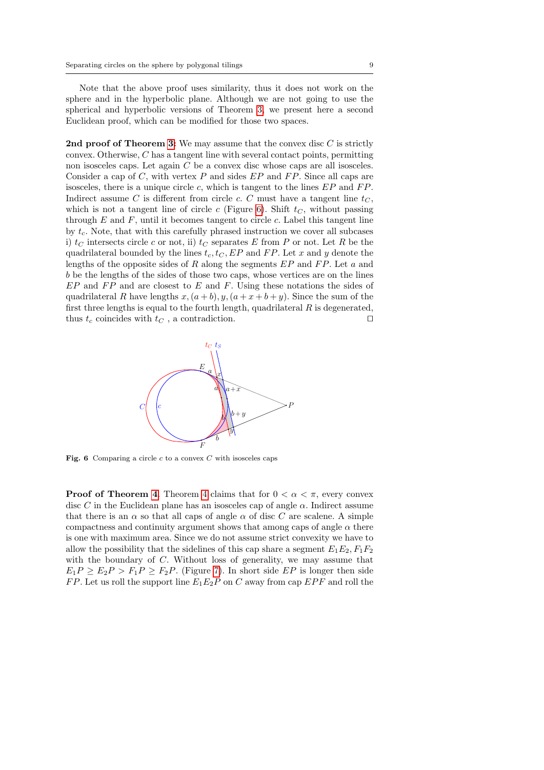Note that the above proof uses similarity, thus it does not work on the sphere and in the hyperbolic plane. Although we are not going to use the spherical and hyperbolic versions of Theorem 3, we present here a second Euclidean proof, which can be modified for those two spaces.

**2nd proof of Theorem 3:** We may assume that the convex disc $C$ is strictly convex. Otherwise, $C$ has a tangent line with several contact points, permitting non isosceles caps. Let again $C$ be a convex disc whose caps are all isosceles. Consider a cap of $C$, with vertex $P$ and sides $EP$ and $FP$. Since all caps are isosceles, there is a unique circle $c$, which is tangent to the lines $EP$ and $FP$. Indirect assume $C$ is different from circle $c$. $C$ must have a tangent line $t_C$, which is not a tangent line of circle $c$ (Figure 6). Shift $t_C$, without passing through $E$ and $F$, until it becomes tangent to circle $c$. Label this tangent line by $t_c$. Note, that with this carefully phrased instruction we cover all subcases i) $t_C$ intersects circle $c$ or not, ii) $t_C$ separates $E$ from $P$ or not. Let $R$ be the quadrilateral bounded by the lines $t_c, t_C, EP$ and $FP$. Let $x$ and $y$ denote the lengths of the opposite sides of $R$ along the segments $EP$ and $FP$. Let $a$ and $b$ be the lengths of the sides of those two caps, whose vertices are on the lines $EP$ and $FP$ and are closest to $E$ and $F$. Using these notations the sides of quadrilateral $R$ have lengths $x, (a+b), y, (a+x+b+y)$. Since the sum of the first three lengths is equal to the fourth length, quadrilateral $R$ is degenerated, thus $t_c$ coincides with $t_C$ , a contradiction. $\square$

**Fig. 6** Comparing a circle $c$ to a convex $C$ with isosceles caps

**Proof of Theorem 4.** Theorem 4 claims that for $0 < \alpha < \pi$, every convex disc $C$ in the Euclidean plane has an isosceles cap of angle $\alpha$. Indirect assume that there is an $\alpha$ so that all caps of angle $\alpha$ of disc $C$ are scalene. A simple compactness and continuity argument shows that among caps of angle $\alpha$ there is one with maximum area. Since we do not assume strict convexity we have to allow the possibility that the sidelines of this cap share a segment $E_1E_2, F_1F_2$ with the boundary of $C$. Without loss of generality, we may assume that $E_1P \geq E_2P > F_1P \geq F_2P$. (Figure 7). In short side $EP$ is longer then side $FP$. Let us roll the support line $E_1E_2P$ on $C$ away from cap $EPF$ and roll the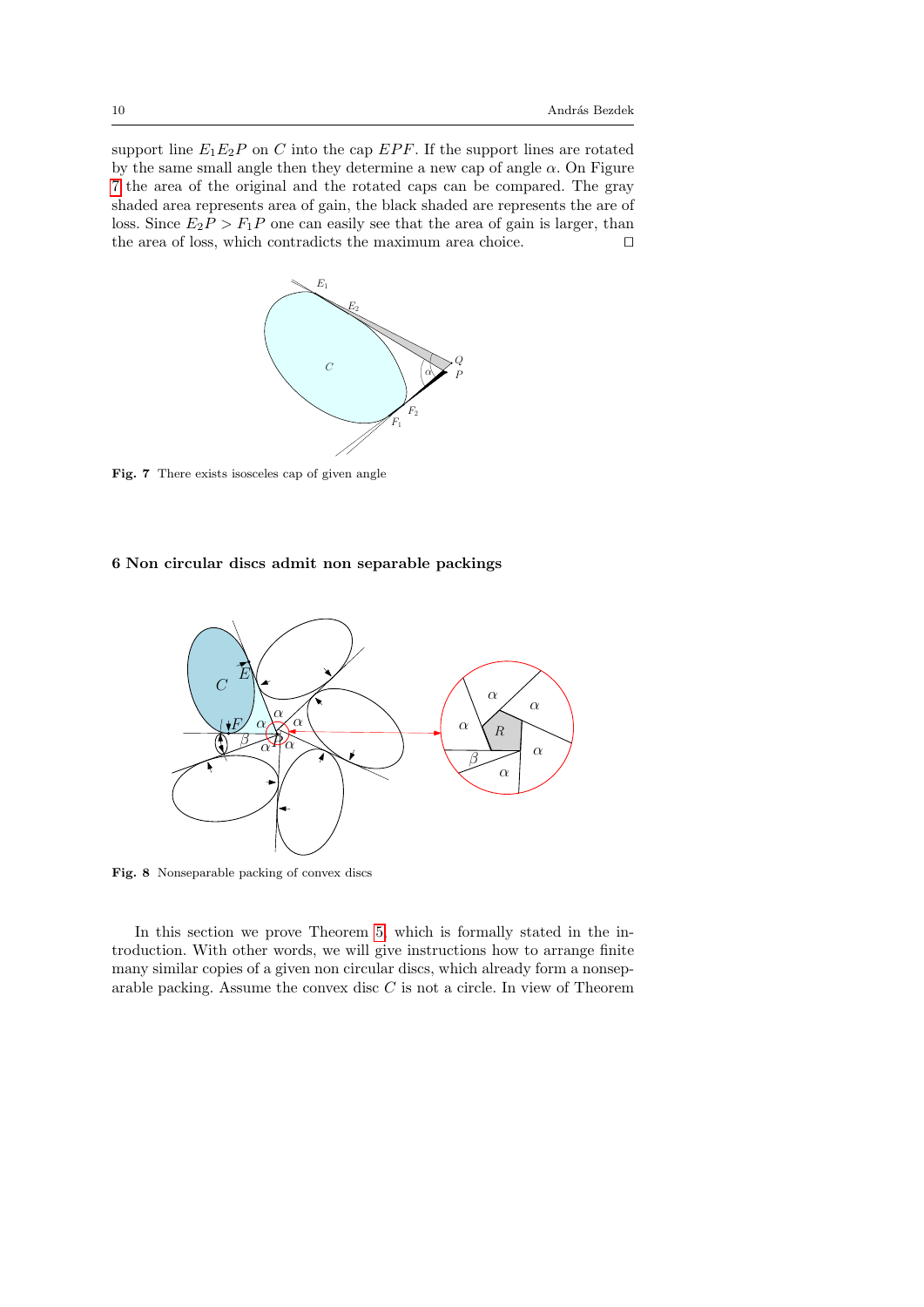support line $E_1E_2P$ on $C$ into the cap $EPF$. If the support lines are rotated by the same small angle then they determine a new cap of angle $\alpha$. On Figure 7 the area of the original and the rotated caps can be compared. The gray shaded area represents area of gain, the black shaded are represents the are of loss. Since $E_2P > F_1P$ one can easily see that the area of gain is larger, than the area of loss, which contradicts the maximum area choice. $\square$

**Fig. 7** There exists isosceles cap of given angle

## 6 Non circular discs admit non separable packings

**Fig. 8** Nonseparable packing of convex discs

In this section we prove Theorem 5, which is formally stated in the introduction. With other words, we will give instructions how to arrange finite many similar copies of a given non circular discs, which already form a nonseparable packing. Assume the convex disc $C$ is not a circle. In view of Theorem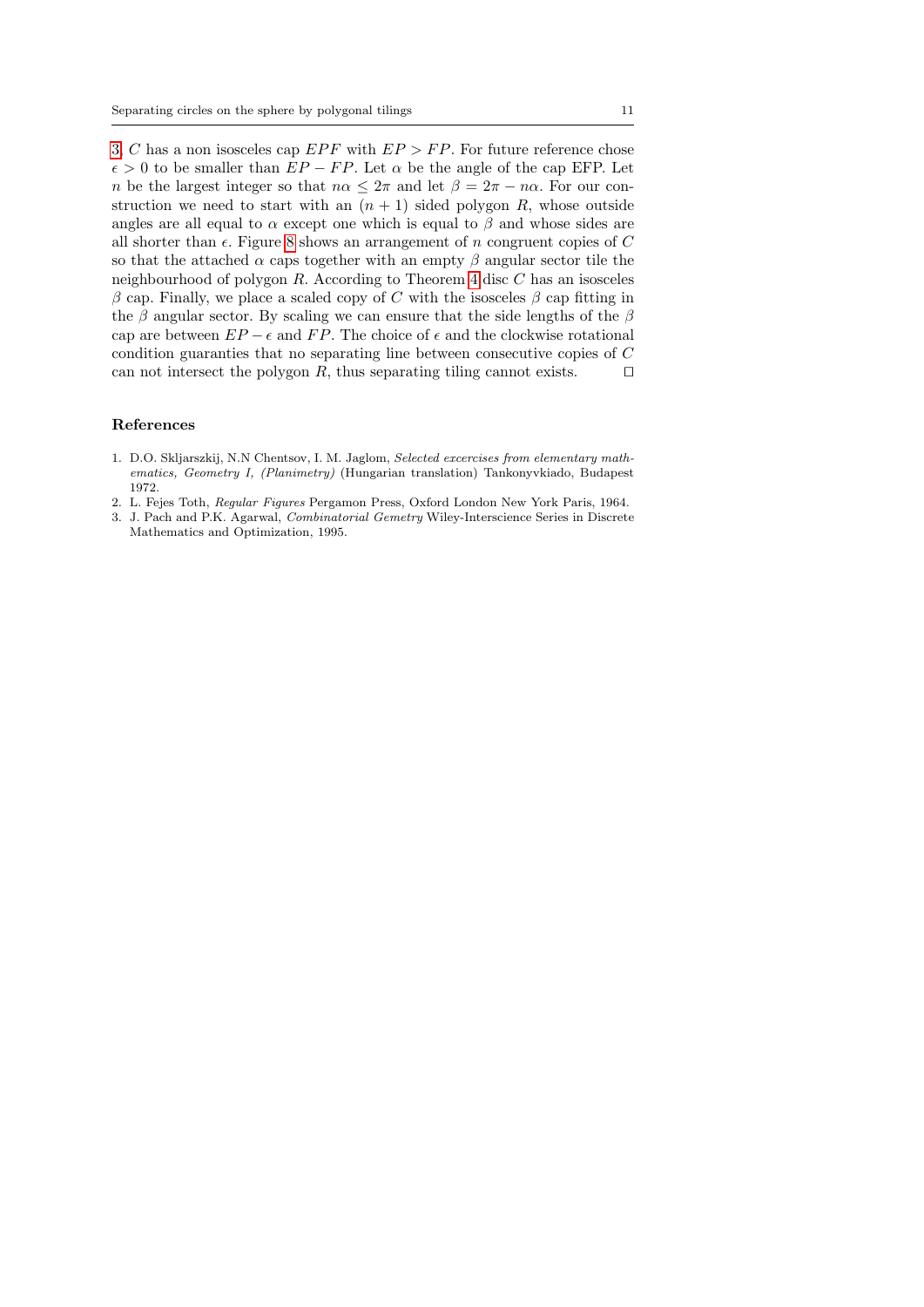3. $C$ has a non isosceles cap $EPF$ with $EP > FP$. For future reference chose $\epsilon > 0$ to be smaller than $EP - FP$. Let $\alpha$ be the angle of the cap EFP. Let $n$ be the largest integer so that $n\alpha \leq 2\pi$ and let $\beta = 2\pi - n\alpha$. For our construction we need to start with an $(n+1)$ sided polygon $R$, whose outside angles are all equal to $\alpha$ except one which is equal to $\beta$ and whose sides are all shorter than $\epsilon$. Figure 8 shows an arrangement of $n$ congruent copies of $C$ so that the attached $\alpha$ caps together with an empty $\beta$ angular sector tile the neighbourhood of polygon $R$. According to Theorem 4 disc $C$ has an isosceles $\beta$ cap. Finally, we place a scaled copy of $C$ with the isosceles $\beta$ cap fitting in the $\beta$ angular sector. By scaling we can ensure that the side lengths of the $\beta$ cap are between $EP - \epsilon$ and $FP$. The choice of $\epsilon$ and the clockwise rotational condition guaranties that no separating line between consecutive copies of $C$ can not intersect the polygon $R$, thus separating tiling cannot exists. □

## References

1. D.O. Skljarszkij, N.N Chentsov, I. M. Jaglom, *Selected excercises from elementary mathematics, Geometry I, (Planimetry)* (Hungarian translation) Tankonyvkiado, Budapest 1972.
2. L. Fejes Toth, *Regular Figures* Pergamon Press, Oxford London New York Paris, 1964.
3. J. Pach and P.K. Agarwal, *Combinatorial Gemetry* Wiley-Interscience Series in Discrete Mathematics and Optimization, 1995.